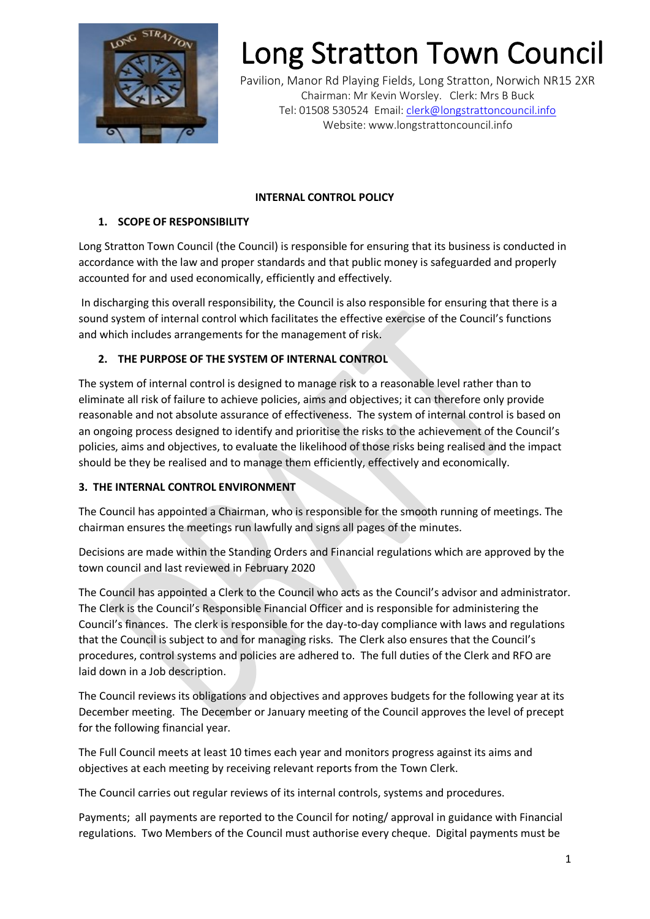# Long Stratton Town Council

Pavilion, Manor Rd Playing Fields, Long Stratton, Norwich NR15 2XR
Chairman: Mr Kevin Worsley. Clerk: Mrs B Buck
Tel: 01508 530524 Email: clerk@longstrattoncouncil.info
Website: www.longstrattoncouncil.info

**INTERNAL CONTROL POLICY**

## 1. SCOPE OF RESPONSIBILITY

Long Stratton Town Council (the Council) is responsible for ensuring that its business is conducted in accordance with the law and proper standards and that public money is safeguarded and properly accounted for and used economically, efficiently and effectively.

In discharging this overall responsibility, the Council is also responsible for ensuring that there is a sound system of internal control which facilitates the effective exercise of the Council's functions and which includes arrangements for the management of risk.

## 2. THE PURPOSE OF THE SYSTEM OF INTERNAL CONTROL

The system of internal control is designed to manage risk to a reasonable level rather than to eliminate all risk of failure to achieve policies, aims and objectives; it can therefore only provide reasonable and not absolute assurance of effectiveness. The system of internal control is based on an ongoing process designed to identify and prioritise the risks to the achievement of the Council's policies, aims and objectives, to evaluate the likelihood of those risks being realised and the impact should be they be realised and to manage them efficiently, effectively and economically.

## 3. THE INTERNAL CONTROL ENVIRONMENT

The Council has appointed a Chairman, who is responsible for the smooth running of meetings. The chairman ensures the meetings run lawfully and signs all pages of the minutes.

Decisions are made within the Standing Orders and Financial regulations which are approved by the town council and last reviewed in February 2020

The Council has appointed a Clerk to the Council who acts as the Council's advisor and administrator. The Clerk is the Council's Responsible Financial Officer and is responsible for administering the Council's finances. The clerk is responsible for the day-to-day compliance with laws and regulations that the Council is subject to and for managing risks. The Clerk also ensures that the Council's procedures, control systems and policies are adhered to. The full duties of the Clerk and RFO are laid down in a Job description.

The Council reviews its obligations and objectives and approves budgets for the following year at its December meeting. The December or January meeting of the Council approves the level of precept for the following financial year.

The Full Council meets at least 10 times each year and monitors progress against its aims and objectives at each meeting by receiving relevant reports from the Town Clerk.

The Council carries out regular reviews of its internal controls, systems and procedures.

Payments; all payments are reported to the Council for noting/ approval in guidance with Financial regulations. Two Members of the Council must authorise every cheque. Digital payments must be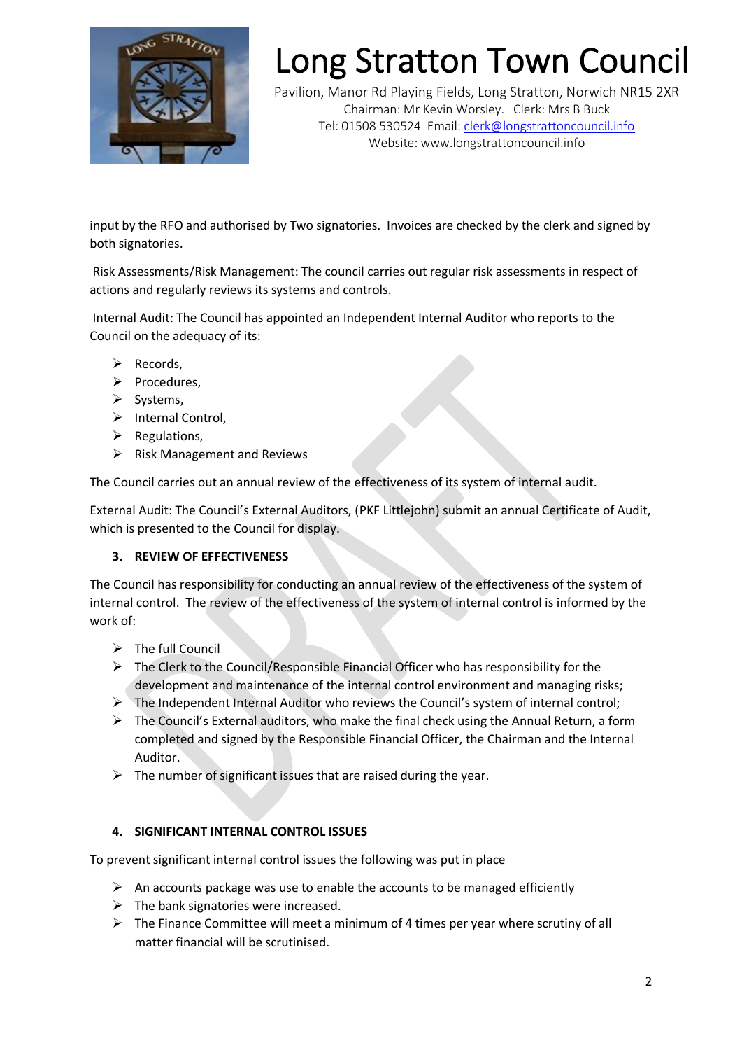input by the RFO and authorised by Two signatories. Invoices are checked by the clerk and signed by both signatories.

Risk Assessments/Risk Management: The council carries out regular risk assessments in respect of actions and regularly reviews its systems and controls.

Internal Audit: The Council has appointed an Independent Internal Auditor who reports to the Council on the adequacy of its:

- Records,
- Procedures,
- Systems,
- Internal Control,
- Regulations,
- Risk Management and Reviews

The Council carries out an annual review of the effectiveness of its system of internal audit.

External Audit: The Council's External Auditors, (PKF Littlejohn) submit an annual Certificate of Audit, which is presented to the Council for display.

## 3. REVIEW OF EFFECTIVENESS

The Council has responsibility for conducting an annual review of the effectiveness of the system of internal control. The review of the effectiveness of the system of internal control is informed by the work of:

- The full Council
- The Clerk to the Council/Responsible Financial Officer who has responsibility for the development and maintenance of the internal control environment and managing risks;
- The Independent Internal Auditor who reviews the Council's system of internal control;
- The Council's External auditors, who make the final check using the Annual Return, a form completed and signed by the Responsible Financial Officer, the Chairman and the Internal Auditor.
- The number of significant issues that are raised during the year.

## 4. SIGNIFICANT INTERNAL CONTROL ISSUES

To prevent significant internal control issues the following was put in place

- An accounts package was use to enable the accounts to be managed efficiently
- The bank signatories were increased.
- The Finance Committee will meet a minimum of 4 times per year where scrutiny of all matter financial will be scrutinised.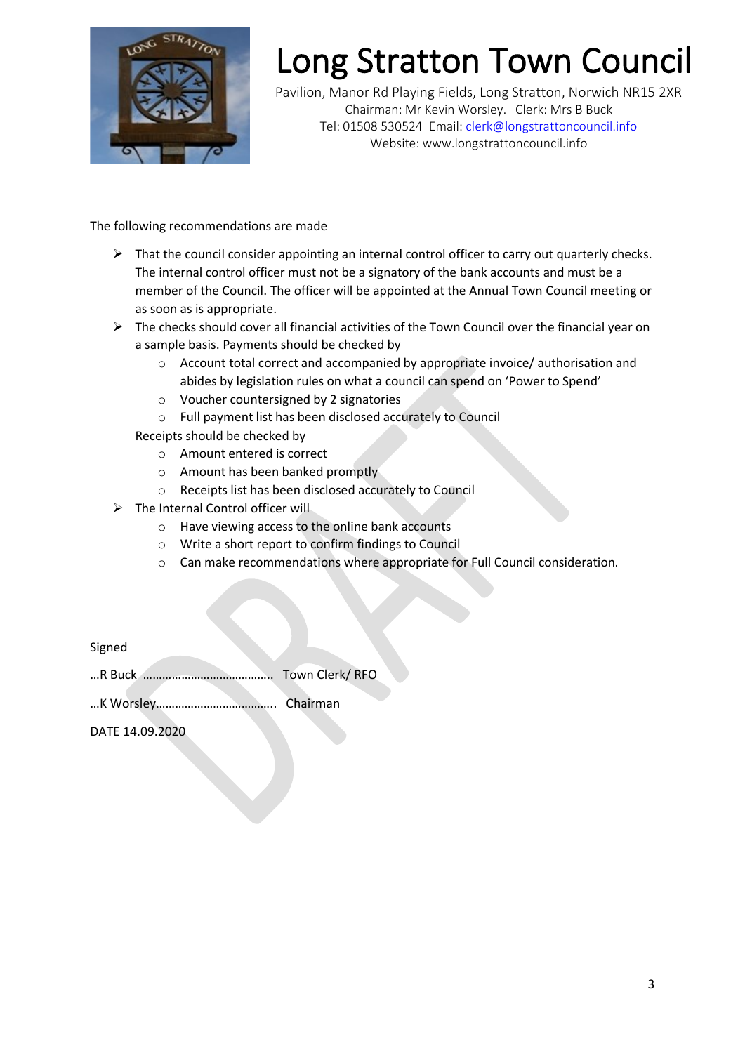# Long Stratton Town Council

Pavilion, Manor Rd Playing Fields, Long Stratton, Norwich NR15 2XR
Chairman: Mr Kevin Worsley. Clerk: Mrs B Buck
Tel: 01508 530524 Email: clerk@longstrattoncouncil.info
Website: www.longstrattoncouncil.info

The following recommendations are made

- That the council consider appointing an internal control officer to carry out quarterly checks. The internal control officer must not be a signatory of the bank accounts and must be a member of the Council. The officer will be appointed at the Annual Town Council meeting or as soon as is appropriate.
- The checks should cover all financial activities of the Town Council over the financial year on a sample basis. Payments should be checked by
  - Account total correct and accompanied by appropriate invoice/ authorisation and abides by legislation rules on what a council can spend on 'Power to Spend'
  - Voucher countersigned by 2 signatories
  - Full payment list has been disclosed accurately to Council

  Receipts should be checked by
  - Amount entered is correct
  - Amount has been banked promptly
  - Receipts list has been disclosed accurately to Council
- The Internal Control officer will
  - Have viewing access to the online bank accounts
  - Write a short report to confirm findings to Council
  - Can make recommendations where appropriate for Full Council consideration.

Signed

…R Buck ………………………………….. Town Clerk/ RFO

…K Worsley……………………………….. Chairman

DATE 14.09.2020